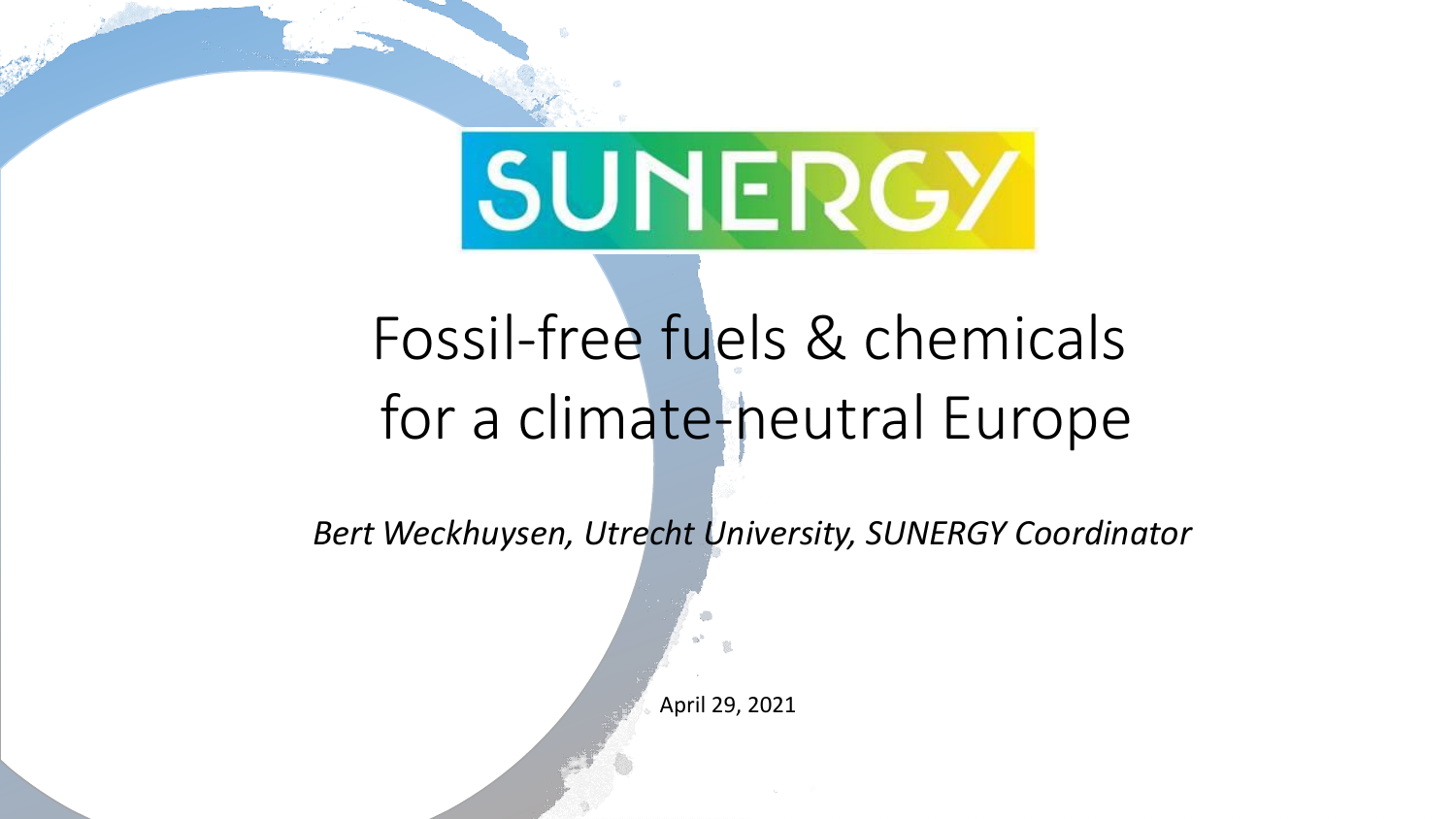# SUNERGY

# Fossil-free fuels & chemicals for a climate-neutral Europe

*Bert Weckhuysen, Utrecht University, SUNERGY Coordinator*

April 29, 2021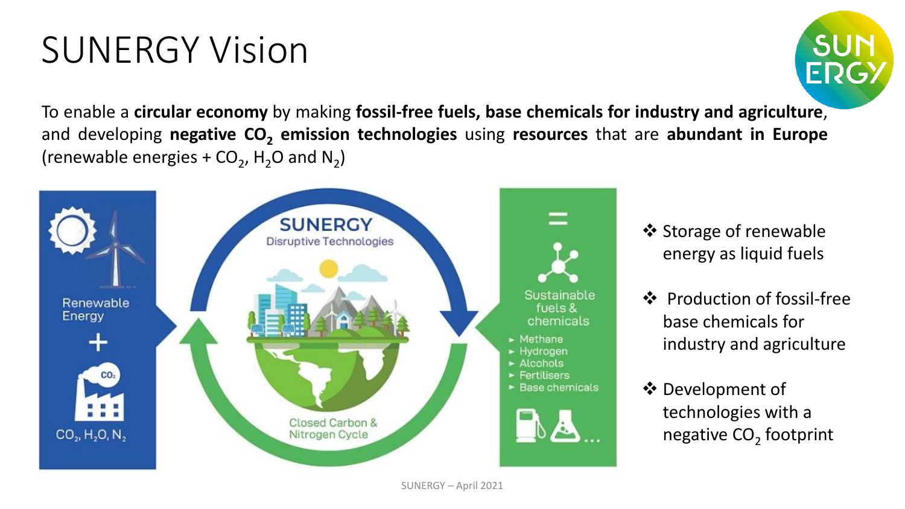# SUNERGY Vision

To enable a **circular economy** by making **fossil-free fuels, base chemicals for industry and agriculture**, and developing **negative $CO_2$ emission technologies** using **resources** that are **abundant in Europe** (renewable energies + $CO_2$, $H_2O$ and $N_2$)

Renewable Energy

+

$CO_2$, $H_2O$, $N_2$

**SUNERGY**

Disruptive Technologies

Closed Carbon & Nitrogen Cycle

=

Sustainable fuels & chemicals

- Methane
- Hydrogen
- Alcohols
- Fertilisers
- Base chemicals

- Storage of renewable energy as liquid fuels
- Production of fossil-free base chemicals for industry and agriculture
- Development of technologies with a negative $CO_2$ footprint

SUNERGY – April 2021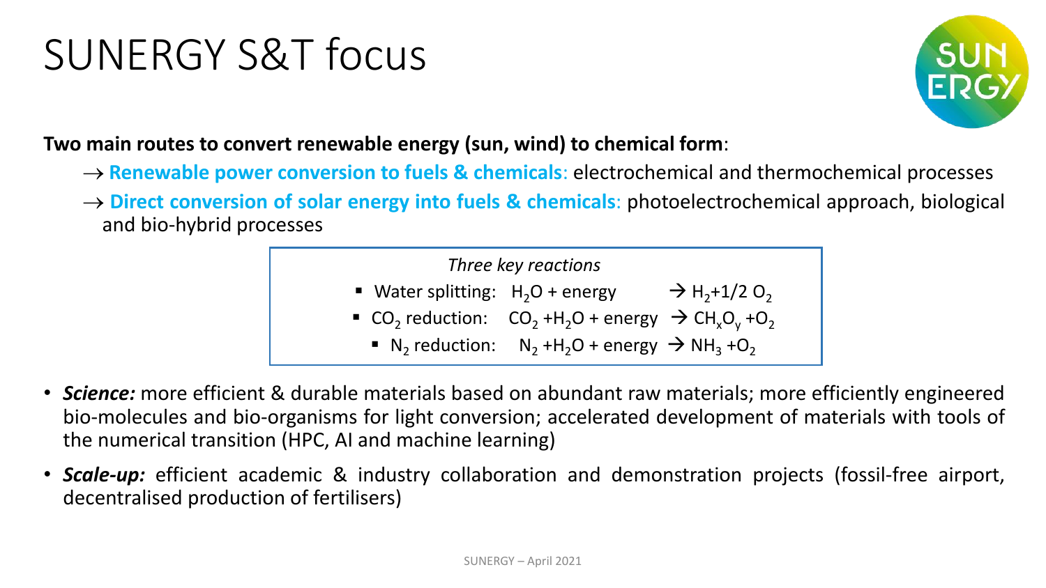# SUNERGY S&T focus

**Two main routes to convert renewable energy (sun, wind) to chemical form**:

→ **Renewable power conversion to fuels & chemicals**: electrochemical and thermochemical processes

→ **Direct conversion of solar energy into fuels & chemicals**: photoelectrochemical approach, biological and bio-hybrid processes

*Three key reactions*

- Water splitting: $H_2O + \text{energy} \rightarrow H_2 + 1/2\ O_2$
- $CO_2$ reduction: $CO_2 + H_2O + \text{energy} \rightarrow CH_xO_y + O_2$
- $N_2$ reduction: $N_2 + H_2O + \text{energy} \rightarrow NH_3 + O_2$

- ***Science:*** more efficient & durable materials based on abundant raw materials; more efficiently engineered bio-molecules and bio-organisms for light conversion; accelerated development of materials with tools of the numerical transition (HPC, AI and machine learning)
- ***Scale-up:*** efficient academic & industry collaboration and demonstration projects (fossil-free airport, decentralised production of fertilisers)

SUNERGY – April 2021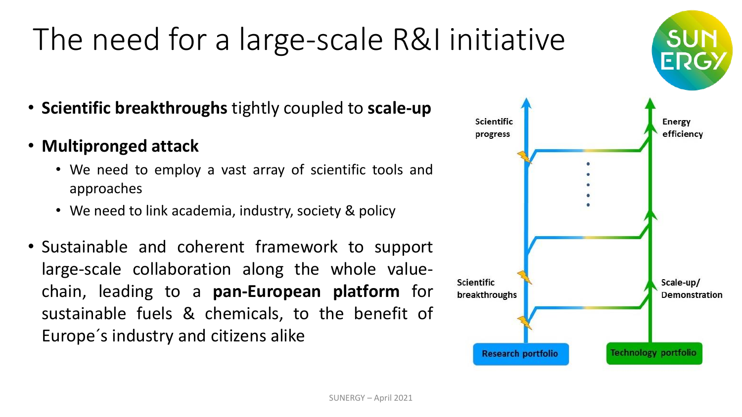# The need for a large-scale R&I initiative

- **Scientific breakthroughs** tightly coupled to **scale-up**
- **Multipronged attack**
  - We need to employ a vast array of scientific tools and approaches
  - We need to link academia, industry, society & policy
- Sustainable and coherent framework to support large-scale collaboration along the whole value-chain, leading to a **pan-European platform** for sustainable fuels & chemicals, to the benefit of Europe´s industry and citizens alike

Scientific progress

Energy efficiency

Scientific breakthroughs

Scale-up/ Demonstration

Research portfolio

Technology portfolio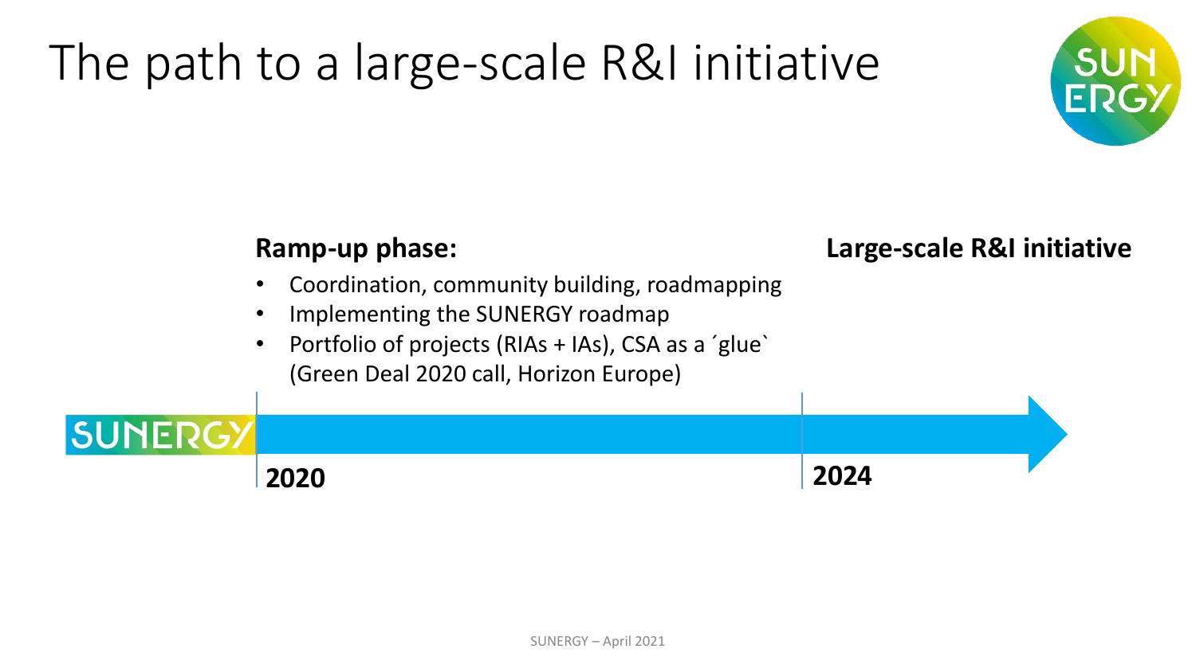# The path to a large-scale R&I initiative

**Ramp-up phase:**

- Coordination, community building, roadmapping
- Implementing the SUNERGY roadmap
- Portfolio of projects (RIAs + IAs), CSA as a ´glue` (Green Deal 2020 call, Horizon Europe)

**Large-scale R&I initiative**

SUNERGY

**2020**

**2024**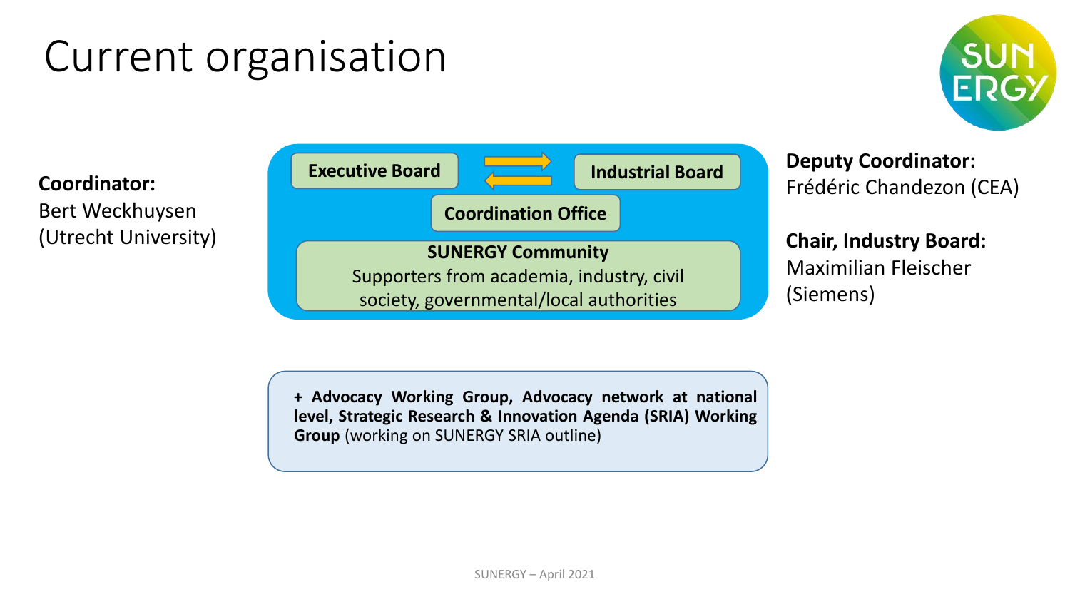# Current organisation

**Coordinator:**
Bert Weckhuysen
(Utrecht University)

**Executive Board** ⇄ **Industrial Board**

**Coordination Office**

**SUNERGY Community**
Supporters from academia, industry, civil society, governmental/local authorities

**Deputy Coordinator:**
Frédéric Chandezon (CEA)

**Chair, Industry Board:**
Maximilian Fleischer
(Siemens)

**+ Advocacy Working Group, Advocacy network at national level, Strategic Research & Innovation Agenda (SRIA) Working Group** (working on SUNERGY SRIA outline)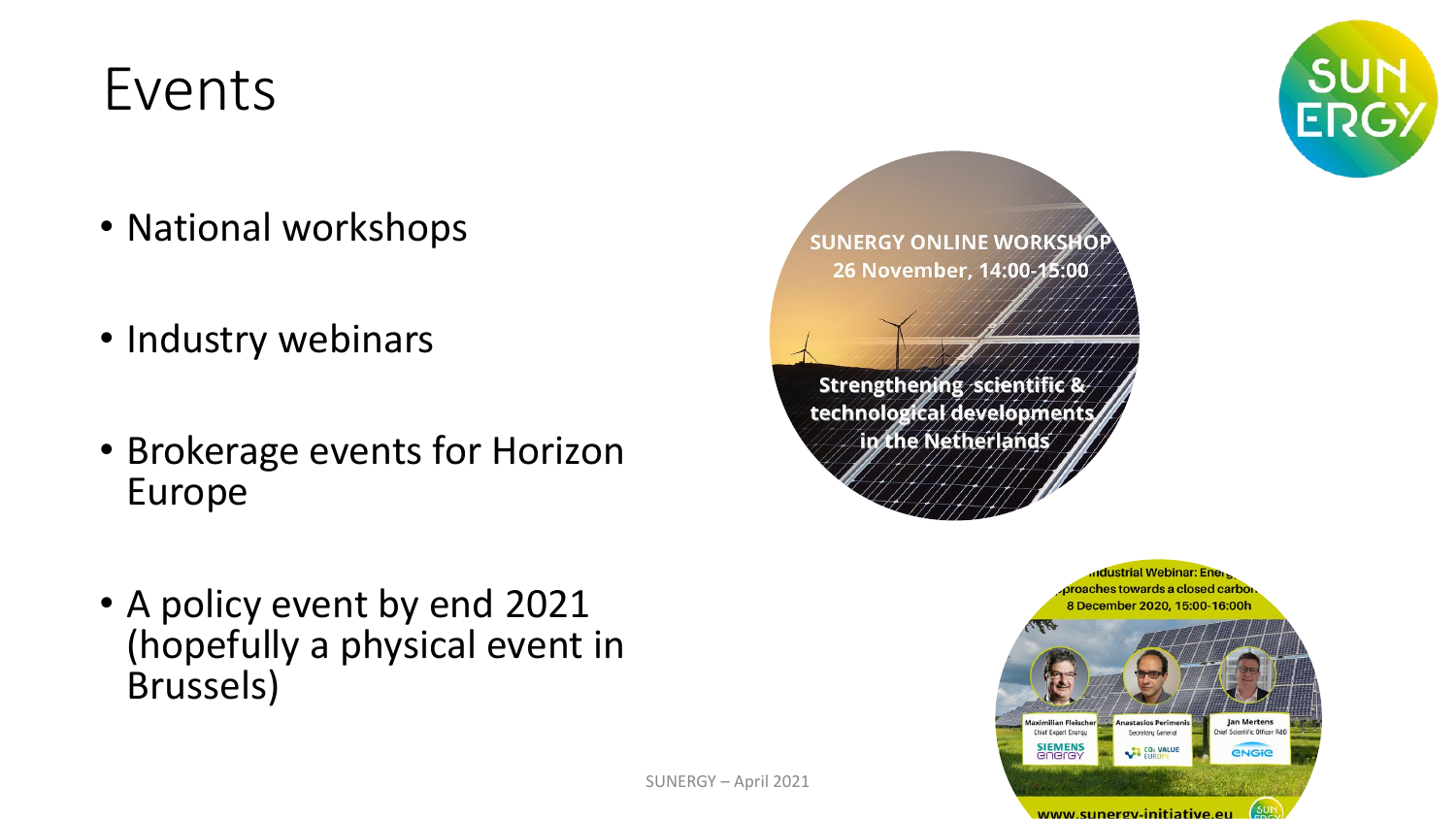# Events

- National workshops
- Industry webinars
- Brokerage events for Horizon Europe
- A policy event by end 2021 (hopefully a physical event in Brussels)

SUNERGY ONLINE WORKSHOP
26 November, 14:00-15:00

Strengthening scientific & technological developments in the Netherlands

Industrial Webinar: Ener... ...proaches towards a closed carbo...
8 December 2020, 15:00-16:00h

Maximilian Fleischer
Chief Expert Energy
SIEMENS energy

Anastasios Perimenis
Secretary General
$CO_2$ VALUE EUROPE

Jan Mertens
Chief Scientific Officer R&D
ENGIE

www.sunergy-initiative.eu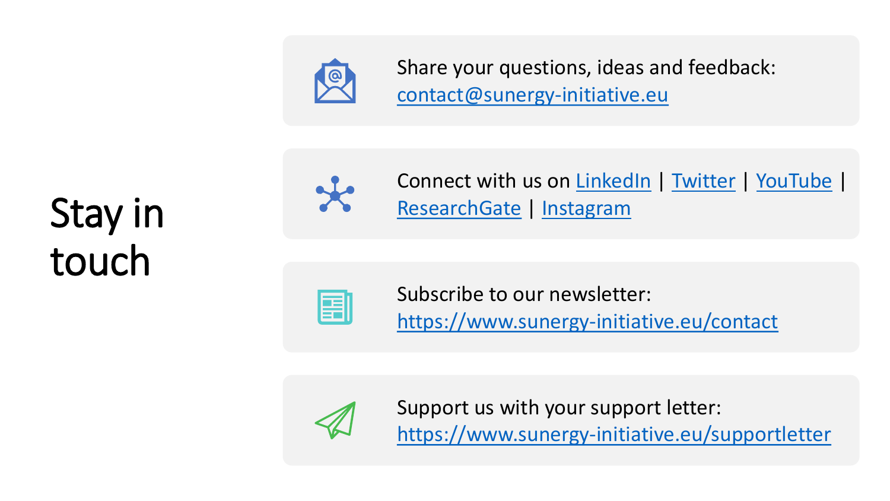# Stay in touch

Share your questions, ideas and feedback:
contact@sunergy-initiative.eu

Connect with us on LinkedIn | Twitter | YouTube | ResearchGate | Instagram

Subscribe to our newsletter:
https://www.sunergy-initiative.eu/contact

Support us with your support letter:
https://www.sunergy-initiative.eu/supportletter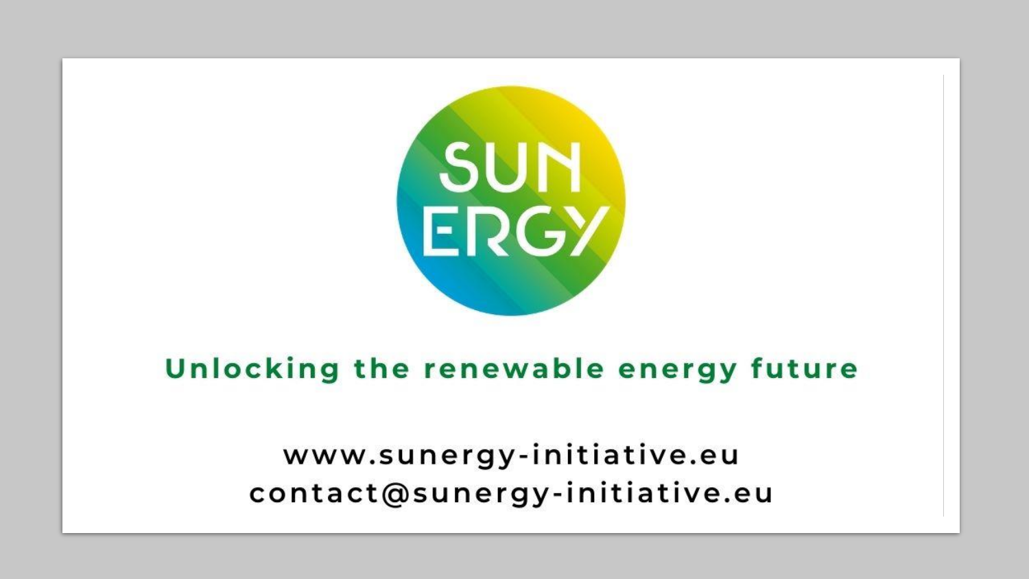SUN ERGY

Unlocking the renewable energy future

www.sunergy-initiative.eu
contact@sunergy-initiative.eu